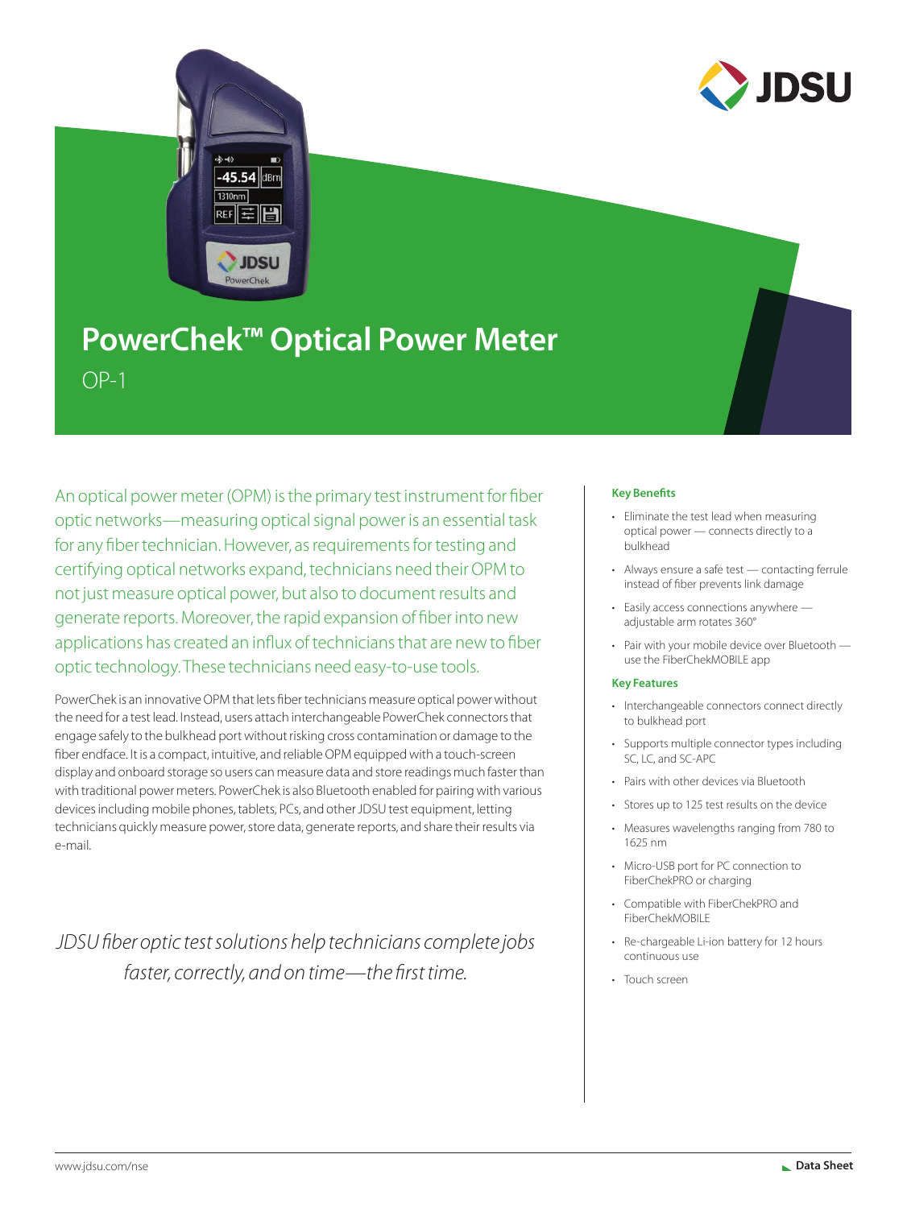# PowerChek™ Optical Power Meter

OP-1

An optical power meter (OPM) is the primary test instrument for fiber optic networks—measuring optical signal power is an essential task for any fiber technician. However, as requirements for testing and certifying optical networks expand, technicians need their OPM to not just measure optical power, but also to document results and generate reports. Moreover, the rapid expansion of fiber into new applications has created an influx of technicians that are new to fiber optic technology. These technicians need easy-to-use tools.

PowerChek is an innovative OPM that lets fiber technicians measure optical power without the need for a test lead. Instead, users attach interchangeable PowerChek connectors that engage safely to the bulkhead port without risking cross contamination or damage to the fiber endface. It is a compact, intuitive, and reliable OPM equipped with a touch-screen display and onboard storage so users can measure data and store readings much faster than with traditional power meters. PowerChek is also Bluetooth enabled for pairing with various devices including mobile phones, tablets, PCs, and other JDSU test equipment, letting technicians quickly measure power, store data, generate reports, and share their results via e-mail.

*JDSU fiber optic test solutions help technicians complete jobs faster, correctly, and on time—the first time.*

**Key Benefits**

- Eliminate the test lead when measuring optical power — connects directly to a bulkhead
- Always ensure a safe test — contacting ferrule instead of fiber prevents link damage
- Easily access connections anywhere — adjustable arm rotates 360°
- Pair with your mobile device over Bluetooth — use the FiberChekMOBILE app

**Key Features**

- Interchangeable connectors connect directly to bulkhead port
- Supports multiple connector types including SC, LC, and SC-APC
- Pairs with other devices via Bluetooth
- Stores up to 125 test results on the device
- Measures wavelengths ranging from 780 to 1625 nm
- Micro-USB port for PC connection to FiberChekPRO or charging
- Compatible with FiberChekPRO and FiberChekMOBILE
- Re-chargeable Li-ion battery for 12 hours continuous use
- Touch screen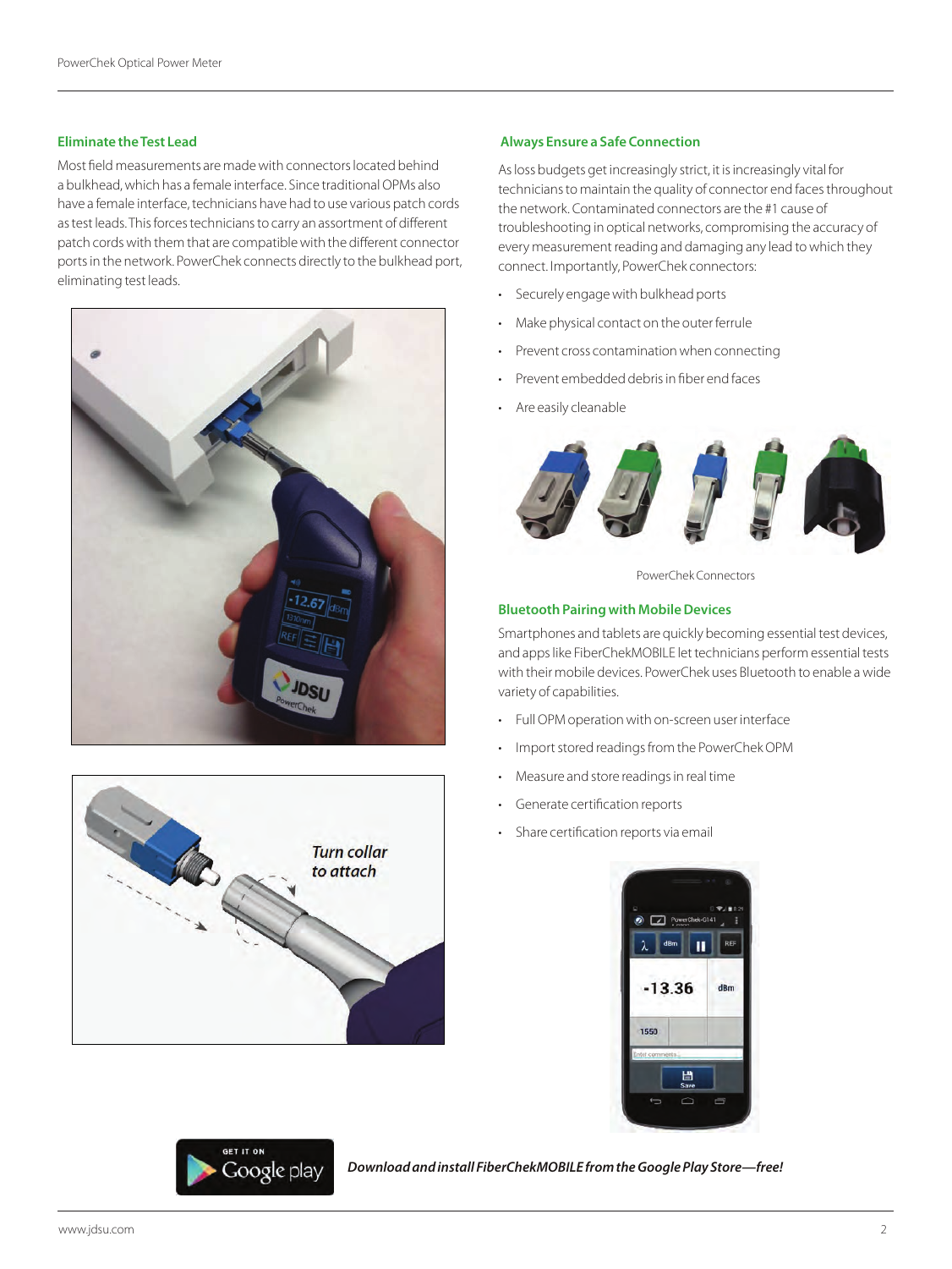## Eliminate the Test Lead

Most field measurements are made with connectors located behind a bulkhead, which has a female interface. Since traditional OPMs also have a female interface, technicians have had to use various patch cords as test leads. This forces technicians to carry an assortment of different patch cords with them that are compatible with the different connector ports in the network. PowerChek connects directly to the bulkhead port, eliminating test leads.

## Always Ensure a Safe Connection

As loss budgets get increasingly strict, it is increasingly vital for technicians to maintain the quality of connector end faces throughout the network. Contaminated connectors are the #1 cause of troubleshooting in optical networks, compromising the accuracy of every measurement reading and damaging any lead to which they connect. Importantly, PowerChek connectors:

- Securely engage with bulkhead ports
- Make physical contact on the outer ferrule
- Prevent cross contamination when connecting
- Prevent embedded debris in fiber end faces
- Are easily cleanable

PowerChek Connectors

## Bluetooth Pairing with Mobile Devices

Smartphones and tablets are quickly becoming essential test devices, and apps like FiberChekMOBILE let technicians perform essential tests with their mobile devices. PowerChek uses Bluetooth to enable a wide variety of capabilities.

- Full OPM operation with on-screen user interface
- Import stored readings from the PowerChek OPM
- Measure and store readings in real time
- Generate certification reports
- Share certification reports via email

***Download and install FiberChekMOBILE from the Google Play Store—free!***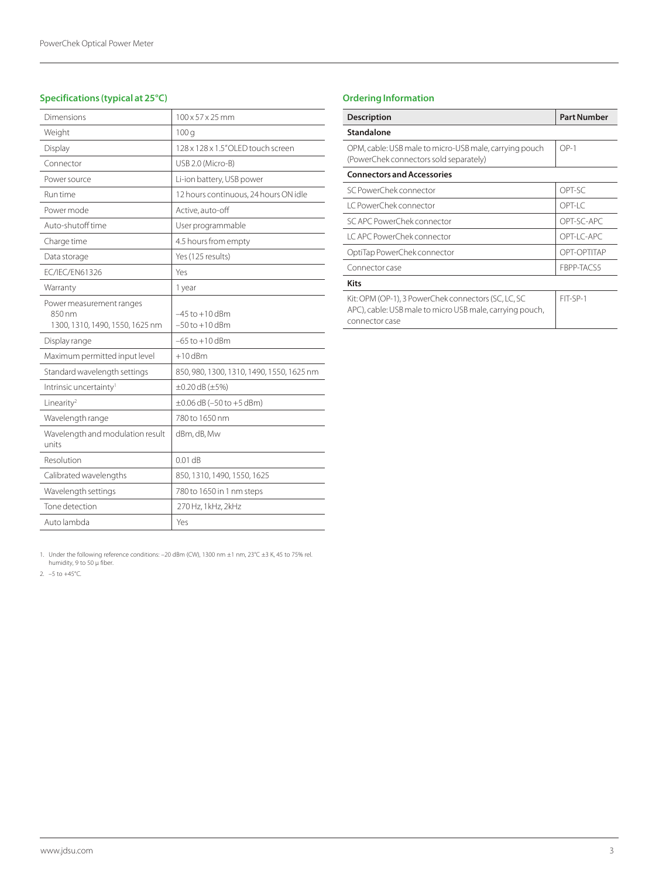## Specifications (typical at 25°C)

| | |
|---|---|
| Dimensions | 100 x 57 x 25 mm |
| Weight | 100 g |
| Display | 128 x 128 x 1.5" OLED touch screen |
| Connector | USB 2.0 (Micro-B) |
| Power source | Li-ion battery, USB power |
| Run time | 12 hours continuous, 24 hours ON idle |
| Power mode | Active, auto-off |
| Auto-shutoff time | User programmable |
| Charge time | 4.5 hours from empty |
| Data storage | Yes (125 results) |
| EC/IEC/EN61326 | Yes |
| Warranty | 1 year |
| Power measurement ranges<br>850 nm<br>1300, 1310, 1490, 1550, 1625 nm | <br>–45 to +10 dBm<br>–50 to +10 dBm |
| Display range | –65 to +10 dBm |
| Maximum permitted input level | +10 dBm |
| Standard wavelength settings | 850, 980, 1300, 1310, 1490, 1550, 1625 nm |
| Intrinsic uncertainty[1] | ±0.20 dB (±5%) |
| Linearity[2] | ±0.06 dB (–50 to +5 dBm) |
| Wavelength range | 780 to 1650 nm |
| Wavelength and modulation result units | dBm, dB, Mw |
| Resolution | 0.01 dB |
| Calibrated wavelengths | 850, 1310, 1490, 1550, 1625 |
| Wavelength settings | 780 to 1650 in 1 nm steps |
| Tone detection | 270 Hz, 1kHz, 2kHz |
| Auto lambda | Yes |

1. Under the following reference conditions: –20 dBm (CW), 1300 nm ±1 nm, 23°C ±3 K, 45 to 75% rel. humidity, 9 to 50 µ fiber.
2. –5 to +45°C.

## Ordering Information

| Description | Part Number |
|---|---|
| **Standalone** | |
| OPM, cable: USB male to micro-USB male, carrying pouch (PowerChek connectors sold separately) | OP-1 |
| **Connectors and Accessories** | |
| SC PowerChek connector | OPT-SC |
| LC PowerChek connector | OPT-LC |
| SC APC PowerChek connector | OPT-SC-APC |
| LC APC PowerChek connector | OPT-LC-APC |
| OptiTap PowerChek connector | OPT-OPTITAP |
| Connector case | FBPP-TACS5 |
| **Kits** | |
| Kit: OPM (OP-1), 3 PowerChek connectors (SC, LC, SC APC), cable: USB male to micro USB male, carrying pouch, connector case | FIT-SP-1 |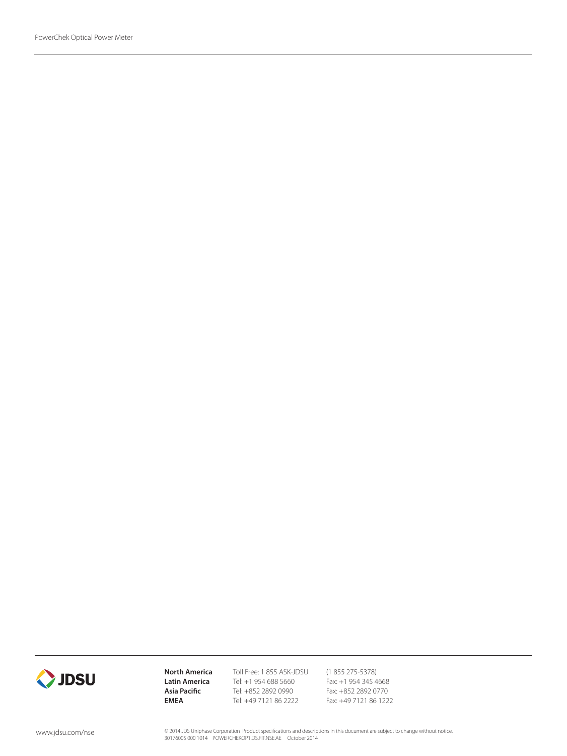JDSU

| | | |
|---|---|---|
| **North America** | Toll Free: 1 855 ASK-JDSU | (1 855 275-5378) |
| **Latin America** | Tel: +1 954 688 5660 | Fax: +1 954 345 4668 |
| **Asia Pacific** | Tel: +852 2892 0990 | Fax: +852 2892 0770 |
| **EMEA** | Tel: +49 7121 86 2222 | Fax: +49 7121 86 1222 |

www.jdsu.com/nse

© 2014 JDS Uniphase Corporation Product specifications and descriptions in this document are subject to change without notice.
30176005 000 1014 POWERCHEKOP1.DS.FIT.NSE.AE October 2014